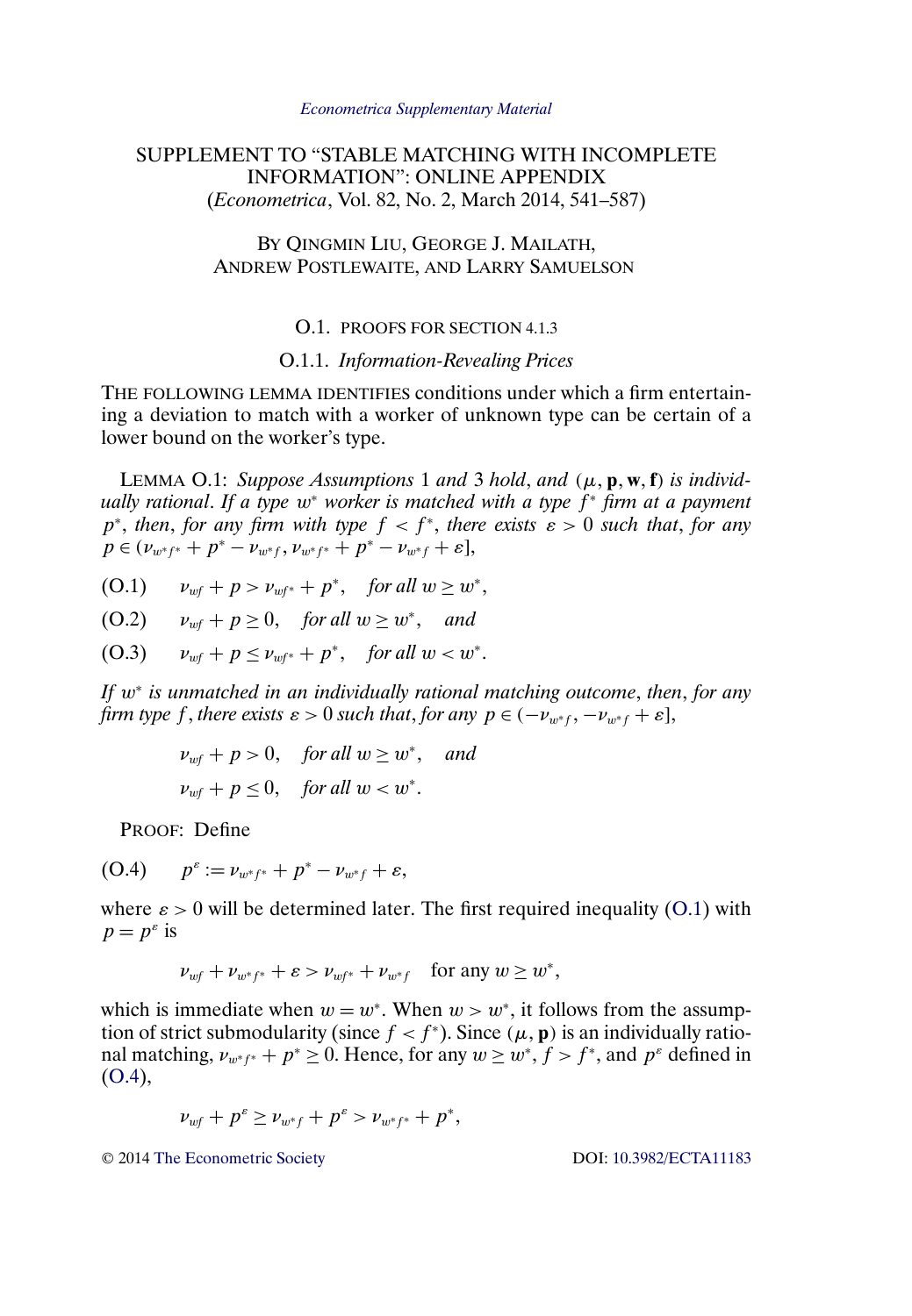*Econometrica Supplementary Material*

# SUPPLEMENT TO "STABLE MATCHING WITH INCOMPLETE INFORMATION": ONLINE APPENDIX

(*Econometrica*, Vol. 82, No. 2, March 2014, 541–587)

BY QINGMIN LIU, GEORGE J. MAILATH, ANDREW POSTLEWAITE, AND LARRY SAMUELSON

## O.1. PROOFS FOR SECTION 4.1.3

### O.1.1. *Information-Revealing Prices*

THE FOLLOWING LEMMA IDENTIFIES conditions under which a firm entertaining a deviation to match with a worker of unknown type can be certain of a lower bound on the worker's type.

LEMMA O.1: *Suppose Assumptions* 1 *and* 3 *hold*, *and* $(\mu, \mathbf{p}, \mathbf{w}, \mathbf{f})$ *is individually rational*. *If a type* $w^*$ *worker is matched with a type* $f^*$ *firm at a payment* $p^*$, *then*, *for any firm with type* $f < f^*$, *there exists* $\varepsilon > 0$ *such that*, *for any* $p \in (\nu_{w^*f^*} + p^* - \nu_{w^*f}, \nu_{w^*f^*} + p^* - \nu_{w^*f} + \varepsilon]$,

$$\nu_{wf} + p > \nu_{wf^*} + p^*, \quad \textit{for all } w \geq w^*, \tag{O.1}$$

$$\nu_{wf} + p \geq 0, \quad \textit{for all } w \geq w^*, \quad \textit{and} \tag{O.2}$$

$$\nu_{wf} + p \leq \nu_{wf^*} + p^*, \quad \textit{for all } w < w^*. \tag{O.3}$$

*If* $w^*$ *is unmatched in an individually rational matching outcome*, *then*, *for any firm type* $f$, *there exists* $\varepsilon > 0$ *such that*, *for any* $p \in (-\nu_{w^*f}, -\nu_{w^*f} + \varepsilon]$,

$$\nu_{wf} + p > 0, \quad \textit{for all } w \geq w^*, \quad \textit{and}$$

$$\nu_{wf} + p \leq 0, \quad \textit{for all } w < w^*.$$

PROOF: Define

$$p^\varepsilon := \nu_{w^*f^*} + p^* - \nu_{w^*f} + \varepsilon, \tag{O.4}$$

where $\varepsilon > 0$ will be determined later. The first required inequality (O.1) with $p = p^\varepsilon$ is

$$\nu_{wf} + \nu_{w^*f^*} + \varepsilon > \nu_{wf^*} + \nu_{w^*f} \quad \text{for any } w \geq w^*,$$

which is immediate when $w = w^*$. When $w > w^*$, it follows from the assumption of strict submodularity (since $f < f^*$). Since $(\mu, \mathbf{p})$ is an individually rational matching, $\nu_{w^*f^*} + p^* \geq 0$. Hence, for any $w \geq w^*$, $f > f^*$, and $p^\varepsilon$ defined in (O.4),

$$\nu_{wf} + p^\varepsilon \geq \nu_{w^*f} + p^\varepsilon > \nu_{w^*f^*} + p^*,$$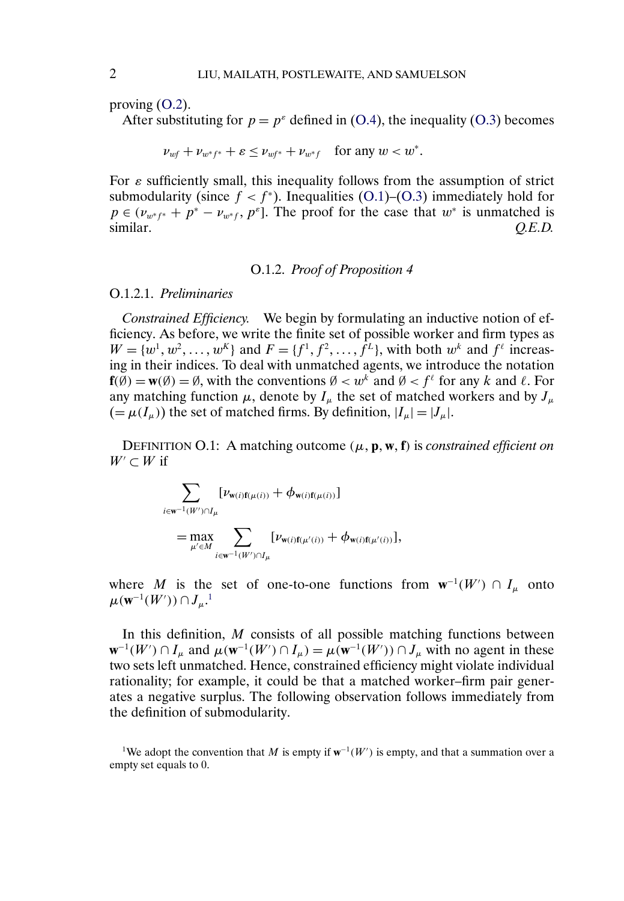proving (O.2).

After substituting for $p = p^\varepsilon$ defined in (O.4), the inequality (O.3) becomes

$$\nu_{wf} + \nu_{w^*f^*} + \varepsilon \le \nu_{wf^*} + \nu_{w^*f} \quad \text{for any } w < w^*.$$

For $\varepsilon$ sufficiently small, this inequality follows from the assumption of strict submodularity (since $f < f^*$). Inequalities (O.1)–(O.3) immediately hold for $p \in (\nu_{w^*f^*} + p^* - \nu_{w^*f}, p^\varepsilon]$. The proof for the case that $w^*$ is unmatched is similar. *Q.E.D.*

### O.1.2. *Proof of Proposition 4*

#### O.1.2.1. *Preliminaries*

*Constrained Efficiency.* We begin by formulating an inductive notion of efficiency. As before, we write the finite set of possible worker and firm types as $W = \{w^1, w^2, \dots, w^K\}$ and $F = \{f^1, f^2, \dots, f^L\}$, with both $w^k$ and $f^\ell$ increasing in their indices. To deal with unmatched agents, we introduce the notation $\mathbf{f}(\emptyset) = \mathbf{w}(\emptyset) = \emptyset$, with the conventions $\emptyset < w^k$ and $\emptyset < f^\ell$ for any $k$ and $\ell$. For any matching function $\mu$, denote by $I_\mu$ the set of matched workers and by $J_\mu$ $(= \mu(I_\mu))$ the set of matched firms. By definition, $|I_\mu| = |J_\mu|$.

DEFINITION O.1: A matching outcome $(\mu, \mathbf{p}, \mathbf{w}, \mathbf{f})$ is *constrained efficient on* $W' \subset W$ if

$$\sum_{i \in \mathbf{w}^{-1}(W') \cap I_\mu} [\nu_{\mathbf{w}(i)\mathbf{f}(\mu(i))} + \phi_{\mathbf{w}(i)\mathbf{f}(\mu(i))}] = \max_{\mu' \in M} \sum_{i \in \mathbf{w}^{-1}(W') \cap I_\mu} [\nu_{\mathbf{w}(i)\mathbf{f}(\mu'(i))} + \phi_{\mathbf{w}(i)\mathbf{f}(\mu'(i))}],$$

where $M$ is the set of one-to-one functions from $\mathbf{w}^{-1}(W') \cap I_\mu$ onto $\mu(\mathbf{w}^{-1}(W')) \cap J_\mu$.[1]

In this definition, $M$ consists of all possible matching functions between $\mathbf{w}^{-1}(W') \cap I_\mu$ and $\mu(\mathbf{w}^{-1}(W') \cap I_\mu) = \mu(\mathbf{w}^{-1}(W')) \cap J_\mu$ with no agent in these two sets left unmatched. Hence, constrained efficiency might violate individual rationality; for example, it could be that a matched worker–firm pair generates a negative surplus. The following observation follows immediately from the definition of submodularity.

[1]We adopt the convention that $M$ is empty if $\mathbf{w}^{-1}(W')$ is empty, and that a summation over a empty set equals to 0.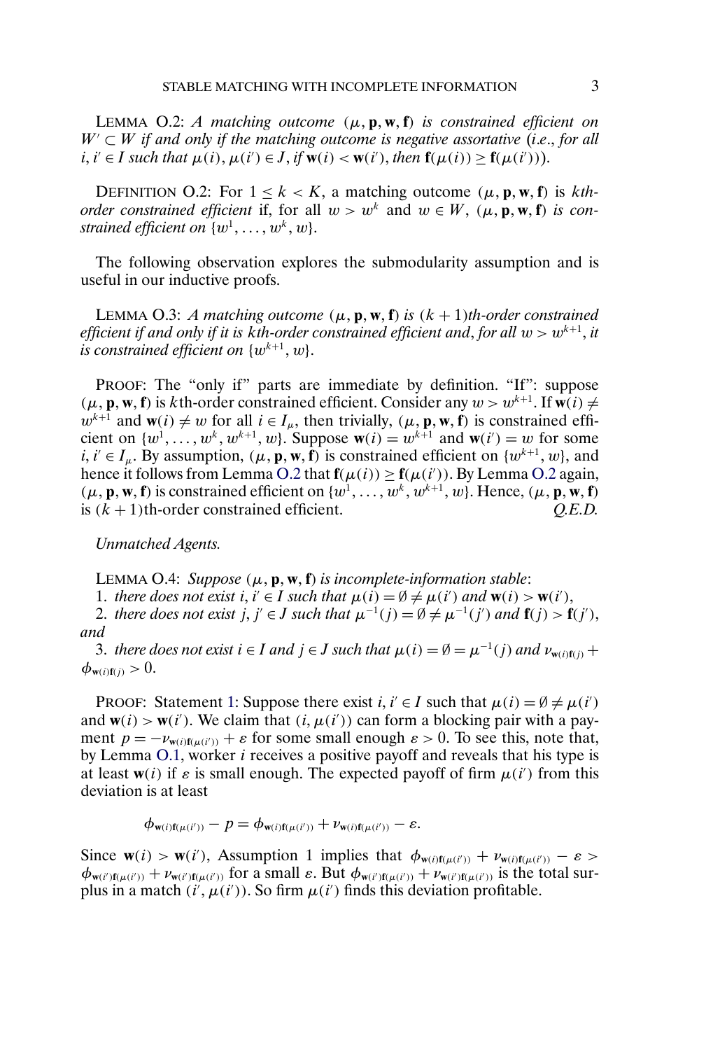LEMMA O.2: *A matching outcome* $(\mu, \mathbf{p}, \mathbf{w}, \mathbf{f})$ *is constrained efficient on* $W' \subset W$ *if and only if the matching outcome is negative assortative* (*i.e.*, *for all* $i, i' \in I$ *such that* $\mu(i), \mu(i') \in J$, *if* $\mathbf{w}(i) < \mathbf{w}(i')$, *then* $\mathbf{f}(\mu(i)) \geq \mathbf{f}(\mu(i'))$).

DEFINITION O.2: For $1 \leq k < K$, a matching outcome $(\mu, \mathbf{p}, \mathbf{w}, \mathbf{f})$ is *kth-order constrained efficient* if, for all $w > w^k$ and $w \in W$, $(\mu, \mathbf{p}, \mathbf{w}, \mathbf{f})$ *is constrained efficient on* $\{w^1, \ldots, w^k, w\}$.

The following observation explores the submodularity assumption and is useful in our inductive proofs.

LEMMA O.3: *A matching outcome* $(\mu, \mathbf{p}, \mathbf{w}, \mathbf{f})$ *is* $(k+1)$*th-order constrained efficient if and only if it is kth-order constrained efficient and*, *for all* $w > w^{k+1}$, *it is constrained efficient on* $\{w^{k+1}, w\}$.

PROOF: The "only if" parts are immediate by definition. "If": suppose $(\mu, \mathbf{p}, \mathbf{w}, \mathbf{f})$ is $k$th-order constrained efficient. Consider any $w > w^{k+1}$. If $\mathbf{w}(i) \neq w^{k+1}$ and $\mathbf{w}(i) \neq w$ for all $i \in I_\mu$, then trivially, $(\mu, \mathbf{p}, \mathbf{w}, \mathbf{f})$ is constrained efficient on $\{w^1, \ldots, w^k, w^{k+1}, w\}$. Suppose $\mathbf{w}(i) = w^{k+1}$ and $\mathbf{w}(i') = w$ for some $i, i' \in I_\mu$. By assumption, $(\mu, \mathbf{p}, \mathbf{w}, \mathbf{f})$ is constrained efficient on $\{w^{k+1}, w\}$, and hence it follows from Lemma O.2 that $\mathbf{f}(\mu(i)) \geq \mathbf{f}(\mu(i'))$. By Lemma O.2 again, $(\mu, \mathbf{p}, \mathbf{w}, \mathbf{f})$ is constrained efficient on $\{w^1, \ldots, w^k, w^{k+1}, w\}$. Hence, $(\mu, \mathbf{p}, \mathbf{w}, \mathbf{f})$ is $(k+1)$th-order constrained efficient. *Q.E.D.*

*Unmatched Agents.*

LEMMA O.4: *Suppose* $(\mu, \mathbf{p}, \mathbf{w}, \mathbf{f})$ *is incomplete-information stable*:

1. *there does not exist* $i, i' \in I$ *such that* $\mu(i) = \emptyset \neq \mu(i')$ *and* $\mathbf{w}(i) > \mathbf{w}(i')$,

2. *there does not exist* $j, j' \in J$ *such that* $\mu^{-1}(j) = \emptyset \neq \mu^{-1}(j')$ *and* $\mathbf{f}(j) > \mathbf{f}(j')$, *and*

3. *there does not exist* $i \in I$ *and* $j \in J$ *such that* $\mu(i) = \emptyset = \mu^{-1}(j)$ *and* $\nu_{\mathbf{w}(i)\mathbf{f}(j)} + \phi_{\mathbf{w}(i)\mathbf{f}(j)} > 0$.

PROOF: Statement 1: Suppose there exist $i, i' \in I$ such that $\mu(i) = \emptyset \neq \mu(i')$ and $\mathbf{w}(i) > \mathbf{w}(i')$. We claim that $(i, \mu(i'))$ can form a blocking pair with a payment $p = -\nu_{\mathbf{w}(i)\mathbf{f}(\mu(i'))} + \varepsilon$ for some small enough $\varepsilon > 0$. To see this, note that, by Lemma O.1, worker $i$ receives a positive payoff and reveals that his type is at least $\mathbf{w}(i)$ if $\varepsilon$ is small enough. The expected payoff of firm $\mu(i')$ from this deviation is at least

$$\phi_{\mathbf{w}(i)\mathbf{f}(\mu(i'))} - p = \phi_{\mathbf{w}(i)\mathbf{f}(\mu(i'))} + \nu_{\mathbf{w}(i)\mathbf{f}(\mu(i'))} - \varepsilon.$$

Since $\mathbf{w}(i) > \mathbf{w}(i')$, Assumption 1 implies that $\phi_{\mathbf{w}(i)\mathbf{f}(\mu(i'))} + \nu_{\mathbf{w}(i)\mathbf{f}(\mu(i'))} - \varepsilon > \phi_{\mathbf{w}(i')\mathbf{f}(\mu(i'))} + \nu_{\mathbf{w}(i')\mathbf{f}(\mu(i'))}$ for a small $\varepsilon$. But $\phi_{\mathbf{w}(i')\mathbf{f}(\mu(i'))} + \nu_{\mathbf{w}(i')\mathbf{f}(\mu(i'))}$ is the total surplus in a match $(i', \mu(i'))$. So firm $\mu(i')$ finds this deviation profitable.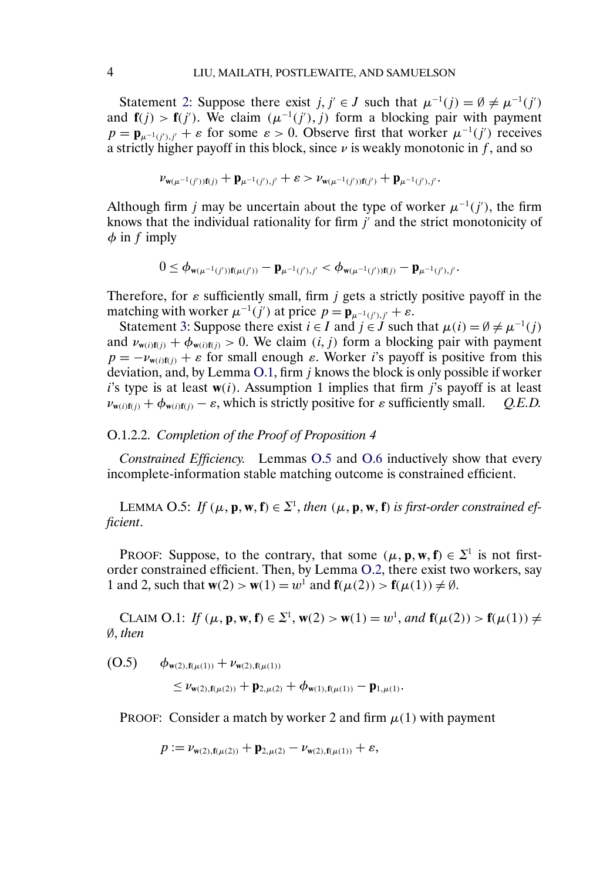Statement 2: Suppose there exist $j, j' \in J$ such that $\mu^{-1}(j) = \emptyset \neq \mu^{-1}(j')$ and $\mathbf{f}(j) > \mathbf{f}(j')$. We claim $(\mu^{-1}(j'), j)$ form a blocking pair with payment $p = \mathbf{p}_{\mu^{-1}(j'),j'} + \varepsilon$ for some $\varepsilon > 0$. Observe first that worker $\mu^{-1}(j')$ receives a strictly higher payoff in this block, since $\nu$ is weakly monotonic in $f$, and so

$$\nu_{\mathbf{w}(\mu^{-1}(j'))\mathbf{f}(j)} + \mathbf{p}_{\mu^{-1}(j'),j'} + \varepsilon > \nu_{\mathbf{w}(\mu^{-1}(j'))\mathbf{f}(j')} + \mathbf{p}_{\mu^{-1}(j'),j'}.$$

Although firm $j$ may be uncertain about the type of worker $\mu^{-1}(j')$, the firm knows that the individual rationality for firm $j'$ and the strict monotonicity of $\phi$ in $f$ imply

$$0 \leq \phi_{\mathbf{w}(\mu^{-1}(j'))\mathbf{f}(\mu(j'))} - \mathbf{p}_{\mu^{-1}(j'),j'} < \phi_{\mathbf{w}(\mu^{-1}(j'))\mathbf{f}(j)} - \mathbf{p}_{\mu^{-1}(j'),j'}.$$

Therefore, for $\varepsilon$ sufficiently small, firm $j$ gets a strictly positive payoff in the matching with worker $\mu^{-1}(j')$ at price $p = \mathbf{p}_{\mu^{-1}(j'),j'} + \varepsilon$.

Statement 3: Suppose there exist $i \in I$ and $j \in J$ such that $\mu(i) = \emptyset \neq \mu^{-1}(j)$ and $\nu_{\mathbf{w}(i)\mathbf{f}(j)} + \phi_{\mathbf{w}(i)\mathbf{f}(j)} > 0$. We claim $(i, j)$ form a blocking pair with payment $p = -\nu_{\mathbf{w}(i)\mathbf{f}(j)} + \varepsilon$ for small enough $\varepsilon$. Worker $i$'s payoff is positive from this deviation, and, by Lemma O.1, firm $j$ knows the block is only possible if worker $i$'s type is at least $\mathbf{w}(i)$. Assumption 1 implies that firm $j$'s payoff is at least $\nu_{\mathbf{w}(i)\mathbf{f}(j)} + \phi_{\mathbf{w}(i)\mathbf{f}(j)} - \varepsilon$, which is strictly positive for $\varepsilon$ sufficiently small. *Q.E.D.*

### O.1.2.2. *Completion of the Proof of Proposition 4*

*Constrained Efficiency.* Lemmas O.5 and O.6 inductively show that every incomplete-information stable matching outcome is constrained efficient.

LEMMA O.5: *If $(\mu, \mathbf{p}, \mathbf{w}, \mathbf{f}) \in \Sigma^1$, then $(\mu, \mathbf{p}, \mathbf{w}, \mathbf{f})$ is first-order constrained efficient.*

PROOF: Suppose, to the contrary, that some $(\mu, \mathbf{p}, \mathbf{w}, \mathbf{f}) \in \Sigma^1$ is not first-order constrained efficient. Then, by Lemma O.2, there exist two workers, say 1 and 2, such that $\mathbf{w}(2) > \mathbf{w}(1) = w^1$ and $\mathbf{f}(\mu(2)) > \mathbf{f}(\mu(1)) \neq \emptyset$.

CLAIM O.1: *If $(\mu, \mathbf{p}, \mathbf{w}, \mathbf{f}) \in \Sigma^1$, $\mathbf{w}(2) > \mathbf{w}(1) = w^1$, and $\mathbf{f}(\mu(2)) > \mathbf{f}(\mu(1)) \neq \emptyset$, then*

$$\begin{aligned}
\text{(O.5)} \qquad & \phi_{\mathbf{w}(2),\mathbf{f}(\mu(1))} + \nu_{\mathbf{w}(2),\mathbf{f}(\mu(1))} \\
& \leq \nu_{\mathbf{w}(2),\mathbf{f}(\mu(2))} + \mathbf{p}_{2,\mu(2)} + \phi_{\mathbf{w}(1),\mathbf{f}(\mu(1))} - \mathbf{p}_{1,\mu(1)}.
\end{aligned}$$

PROOF: Consider a match by worker 2 and firm $\mu(1)$ with payment

$$p := \nu_{\mathbf{w}(2),\mathbf{f}(\mu(2))} + \mathbf{p}_{2,\mu(2)} - \nu_{\mathbf{w}(2),\mathbf{f}(\mu(1))} + \varepsilon,$$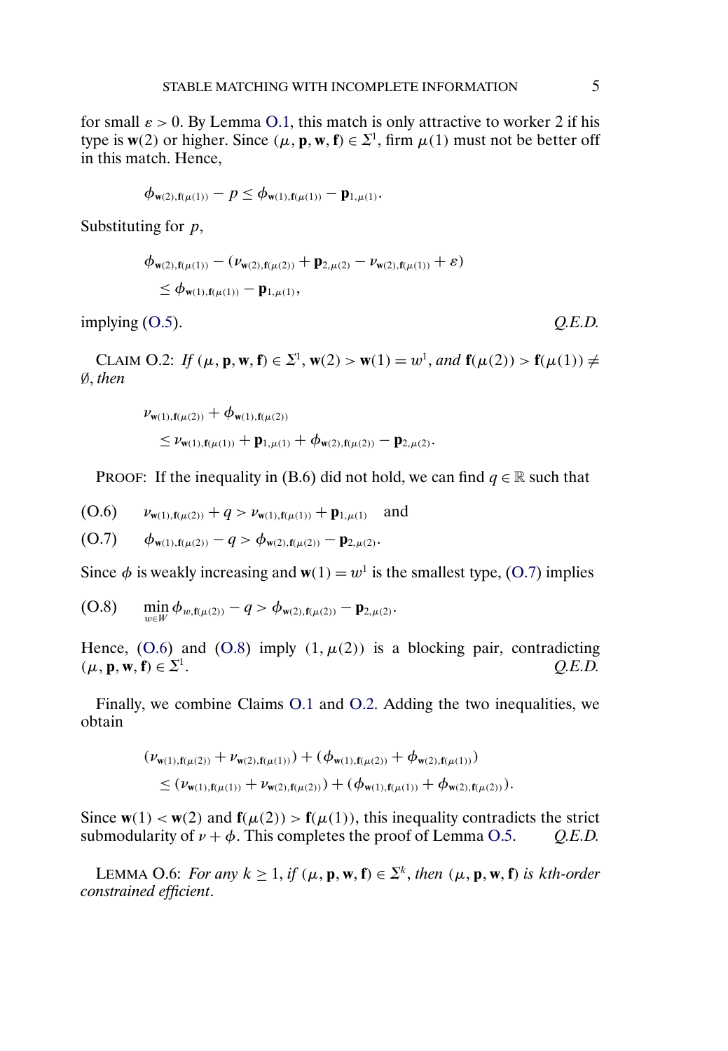for small $\varepsilon > 0$. By Lemma O.1, this match is only attractive to worker 2 if his type is $\mathbf{w}(2)$ or higher. Since $(\mu, \mathbf{p}, \mathbf{w}, \mathbf{f}) \in \Sigma^1$, firm $\mu(1)$ must not be better off in this match. Hence,

$$\phi_{\mathbf{w}(2),\mathbf{f}(\mu(1))} - p \leq \phi_{\mathbf{w}(1),\mathbf{f}(\mu(1))} - \mathbf{p}_{1,\mu(1)}.$$

Substituting for $p$,

$$\begin{aligned}&\phi_{\mathbf{w}(2),\mathbf{f}(\mu(1))} - (\nu_{\mathbf{w}(2),\mathbf{f}(\mu(2))} + \mathbf{p}_{2,\mu(2)} - \nu_{\mathbf{w}(2),\mathbf{f}(\mu(1))} + \varepsilon)\\ &\quad \leq \phi_{\mathbf{w}(1),\mathbf{f}(\mu(1))} - \mathbf{p}_{1,\mu(1)},\end{aligned}$$

implying (O.5). *Q.E.D.*

CLAIM O.2: *If* $(\mu, \mathbf{p}, \mathbf{w}, \mathbf{f}) \in \Sigma^1$, $\mathbf{w}(2) > \mathbf{w}(1) = w^1$, *and* $\mathbf{f}(\mu(2)) > \mathbf{f}(\mu(1)) \neq \emptyset$, *then*

$$\begin{aligned}&\nu_{\mathbf{w}(1),\mathbf{f}(\mu(2))} + \phi_{\mathbf{w}(1),\mathbf{f}(\mu(2))}\\ &\quad \leq \nu_{\mathbf{w}(1),\mathbf{f}(\mu(1))} + \mathbf{p}_{1,\mu(1)} + \phi_{\mathbf{w}(2),\mathbf{f}(\mu(2))} - \mathbf{p}_{2,\mu(2)}.\end{aligned}$$

PROOF: If the inequality in (B.6) did not hold, we can find $q \in \mathbb{R}$ such that

$$\text{(O.6)} \qquad \nu_{\mathbf{w}(1),\mathbf{f}(\mu(2))} + q > \nu_{\mathbf{w}(1),\mathbf{f}(\mu(1))} + \mathbf{p}_{1,\mu(1)} \quad \text{and}$$

$$\text{(O.7)} \qquad \phi_{\mathbf{w}(1),\mathbf{f}(\mu(2))} - q > \phi_{\mathbf{w}(2),\mathbf{f}(\mu(2))} - \mathbf{p}_{2,\mu(2)}.$$

Since $\phi$ is weakly increasing and $\mathbf{w}(1) = w^1$ is the smallest type, (O.7) implies

$$\text{(O.8)} \qquad \min_{w \in W} \phi_{w,\mathbf{f}(\mu(2))} - q > \phi_{\mathbf{w}(2),\mathbf{f}(\mu(2))} - \mathbf{p}_{2,\mu(2)}.$$

Hence, (O.6) and (O.8) imply $(1, \mu(2))$ is a blocking pair, contradicting $(\mu, \mathbf{p}, \mathbf{w}, \mathbf{f}) \in \Sigma^1$. *Q.E.D.*

Finally, we combine Claims O.1 and O.2. Adding the two inequalities, we obtain

$$\begin{aligned}&(\nu_{\mathbf{w}(1),\mathbf{f}(\mu(2))} + \nu_{\mathbf{w}(2),\mathbf{f}(\mu(1))}) + (\phi_{\mathbf{w}(1),\mathbf{f}(\mu(2))} + \phi_{\mathbf{w}(2),\mathbf{f}(\mu(1))})\\ &\quad \leq (\nu_{\mathbf{w}(1),\mathbf{f}(\mu(1))} + \nu_{\mathbf{w}(2),\mathbf{f}(\mu(2))}) + (\phi_{\mathbf{w}(1),\mathbf{f}(\mu(1))} + \phi_{\mathbf{w}(2),\mathbf{f}(\mu(2))}).\end{aligned}$$

Since $\mathbf{w}(1) < \mathbf{w}(2)$ and $\mathbf{f}(\mu(2)) > \mathbf{f}(\mu(1))$, this inequality contradicts the strict submodularity of $\nu + \phi$. This completes the proof of Lemma O.5. *Q.E.D.*

LEMMA O.6: *For any* $k \geq 1$, *if* $(\mu, \mathbf{p}, \mathbf{w}, \mathbf{f}) \in \Sigma^k$, *then* $(\mu, \mathbf{p}, \mathbf{w}, \mathbf{f})$ *is kth-order constrained efficient.*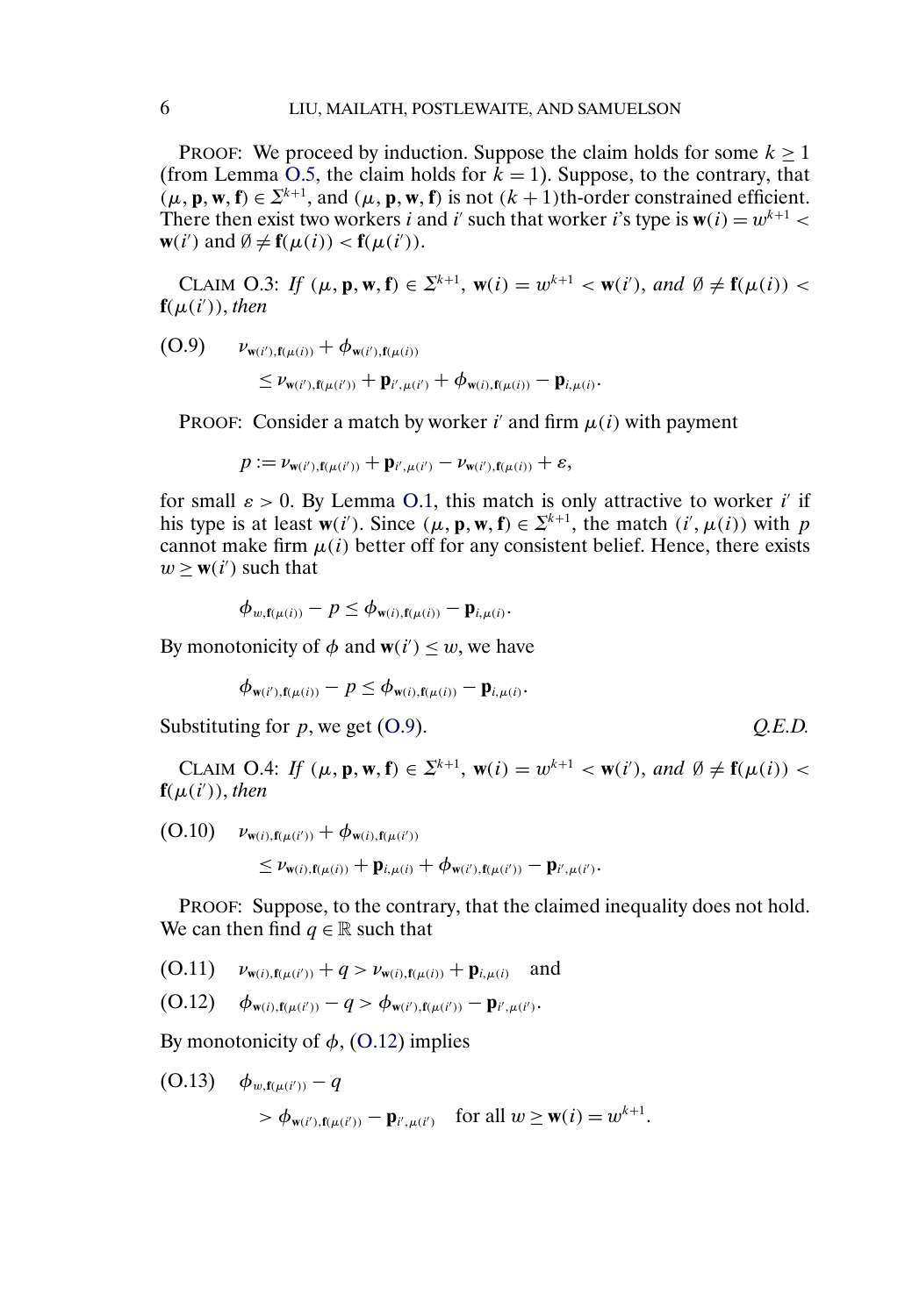PROOF: We proceed by induction. Suppose the claim holds for some $k \geq 1$ (from Lemma O.5, the claim holds for $k = 1$). Suppose, to the contrary, that $(\mu, \mathbf{p}, \mathbf{w}, \mathbf{f}) \in \Sigma^{k+1}$, and $(\mu, \mathbf{p}, \mathbf{w}, \mathbf{f})$ is not $(k+1)$th-order constrained efficient. There then exist two workers $i$ and $i'$ such that worker $i$'s type is $\mathbf{w}(i) = w^{k+1} < \mathbf{w}(i')$ and $\emptyset \neq \mathbf{f}(\mu(i)) < \mathbf{f}(\mu(i'))$.

CLAIM O.3: *If $(\mu, \mathbf{p}, \mathbf{w}, \mathbf{f}) \in \Sigma^{k+1}$, $\mathbf{w}(i) = w^{k+1} < \mathbf{w}(i')$, and $\emptyset \neq \mathbf{f}(\mu(i)) < \mathbf{f}(\mu(i'))$, then*

$$\begin{aligned}(\text{O.9}) \qquad & \nu_{\mathbf{w}(i'),\mathbf{f}(\mu(i))} + \phi_{\mathbf{w}(i'),\mathbf{f}(\mu(i))} \\ & \quad \leq \nu_{\mathbf{w}(i'),\mathbf{f}(\mu(i'))} + \mathbf{p}_{i',\mu(i')} + \phi_{\mathbf{w}(i),\mathbf{f}(\mu(i))} - \mathbf{p}_{i,\mu(i)}.\end{aligned}$$

PROOF: Consider a match by worker $i'$ and firm $\mu(i)$ with payment

$$p := \nu_{\mathbf{w}(i'),\mathbf{f}(\mu(i'))} + \mathbf{p}_{i',\mu(i')} - \nu_{\mathbf{w}(i'),\mathbf{f}(\mu(i))} + \varepsilon,$$

for small $\varepsilon > 0$. By Lemma O.1, this match is only attractive to worker $i'$ if his type is at least $\mathbf{w}(i')$. Since $(\mu, \mathbf{p}, \mathbf{w}, \mathbf{f}) \in \Sigma^{k+1}$, the match $(i', \mu(i))$ with $p$ cannot make firm $\mu(i)$ better off for any consistent belief. Hence, there exists $w \geq \mathbf{w}(i')$ such that

$$\phi_{w,\mathbf{f}(\mu(i))} - p \leq \phi_{\mathbf{w}(i),\mathbf{f}(\mu(i))} - \mathbf{p}_{i,\mu(i)}.$$

By monotonicity of $\phi$ and $\mathbf{w}(i') \leq w$, we have

$$\phi_{\mathbf{w}(i'),\mathbf{f}(\mu(i))} - p \leq \phi_{\mathbf{w}(i),\mathbf{f}(\mu(i))} - \mathbf{p}_{i,\mu(i)}.$$

Substituting for $p$, we get (O.9). *Q.E.D.*

CLAIM O.4: *If $(\mu, \mathbf{p}, \mathbf{w}, \mathbf{f}) \in \Sigma^{k+1}$, $\mathbf{w}(i) = w^{k+1} < \mathbf{w}(i')$, and $\emptyset \neq \mathbf{f}(\mu(i)) < \mathbf{f}(\mu(i'))$, then*

$$\begin{aligned}(\text{O.10}) \qquad & \nu_{\mathbf{w}(i),\mathbf{f}(\mu(i'))} + \phi_{\mathbf{w}(i),\mathbf{f}(\mu(i'))} \\ & \quad \leq \nu_{\mathbf{w}(i),\mathbf{f}(\mu(i))} + \mathbf{p}_{i,\mu(i)} + \phi_{\mathbf{w}(i'),\mathbf{f}(\mu(i'))} - \mathbf{p}_{i',\mu(i')}.\end{aligned}$$

PROOF: Suppose, to the contrary, that the claimed inequality does not hold. We can then find $q \in \mathbb{R}$ such that

$$(\text{O.11}) \qquad \nu_{\mathbf{w}(i),\mathbf{f}(\mu(i'))} + q > \nu_{\mathbf{w}(i),\mathbf{f}(\mu(i))} + \mathbf{p}_{i,\mu(i)} \quad \text{and}$$

$$(\text{O.12}) \qquad \phi_{\mathbf{w}(i),\mathbf{f}(\mu(i'))} - q > \phi_{\mathbf{w}(i'),\mathbf{f}(\mu(i'))} - \mathbf{p}_{i',\mu(i')}.$$

By monotonicity of $\phi$, (O.12) implies

$$\begin{aligned}(\text{O.13}) \qquad & \phi_{w,\mathbf{f}(\mu(i'))} - q \\ & \quad > \phi_{\mathbf{w}(i'),\mathbf{f}(\mu(i'))} - \mathbf{p}_{i',\mu(i')} \quad \text{for all } w \geq \mathbf{w}(i) = w^{k+1}.\end{aligned}$$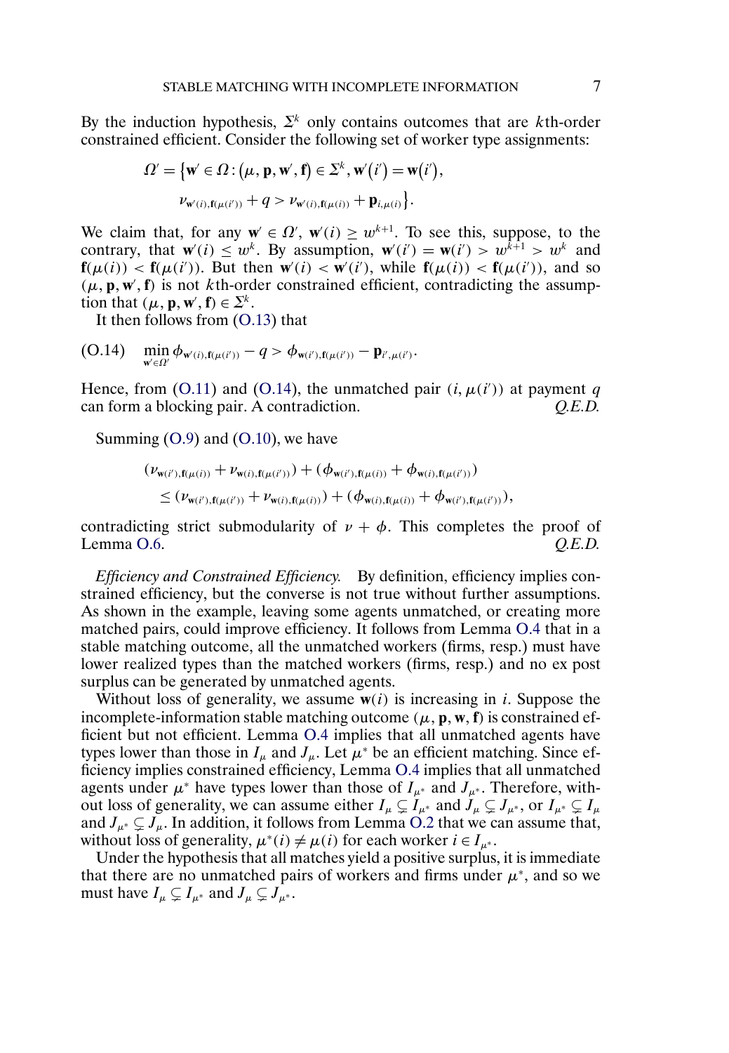By the induction hypothesis, $\Sigma^k$ only contains outcomes that are $k$th-order constrained efficient. Consider the following set of worker type assignments:

$$\Omega' = \{\mathbf{w}' \in \Omega : (\mu, \mathbf{p}, \mathbf{w}', \mathbf{f}) \in \Sigma^k, \mathbf{w}'(i') = \mathbf{w}(i'),$$
$$\nu_{\mathbf{w}'(i),\mathbf{f}(\mu(i'))} + q > \nu_{\mathbf{w}'(i),\mathbf{f}(\mu(i))} + \mathbf{p}_{i,\mu(i)}\}.$$

We claim that, for any $\mathbf{w}' \in \Omega'$, $\mathbf{w}'(i) \geq w^{k+1}$. To see this, suppose, to the contrary, that $\mathbf{w}'(i) \leq w^k$. By assumption, $\mathbf{w}'(i') = \mathbf{w}(i') > w^{k+1} > w^k$ and $\mathbf{f}(\mu(i)) < \mathbf{f}(\mu(i'))$. But then $\mathbf{w}'(i) < \mathbf{w}'(i')$, while $\mathbf{f}(\mu(i)) < \mathbf{f}(\mu(i'))$, and so $(\mu, \mathbf{p}, \mathbf{w}', \mathbf{f})$ is not $k$th-order constrained efficient, contradicting the assumption that $(\mu, \mathbf{p}, \mathbf{w}', \mathbf{f}) \in \Sigma^k$.

It then follows from (O.13) that

$$\min_{\mathbf{w}' \in \Omega'} \phi_{\mathbf{w}'(i),\mathbf{f}(\mu(i'))} - q > \phi_{\mathbf{w}(i'),\mathbf{f}(\mu(i'))} - \mathbf{p}_{i',\mu(i')}. \tag{O.14}$$

Hence, from (O.11) and (O.14), the unmatched pair $(i, \mu(i'))$ at payment $q$ can form a blocking pair. A contradiction. *Q.E.D.*

Summing (O.9) and (O.10), we have

$$(\nu_{\mathbf{w}(i'),\mathbf{f}(\mu(i))} + \nu_{\mathbf{w}(i),\mathbf{f}(\mu(i'))}) + (\phi_{\mathbf{w}(i'),\mathbf{f}(\mu(i))} + \phi_{\mathbf{w}(i),\mathbf{f}(\mu(i'))})$$
$$\leq (\nu_{\mathbf{w}(i'),\mathbf{f}(\mu(i'))} + \nu_{\mathbf{w}(i),\mathbf{f}(\mu(i))}) + (\phi_{\mathbf{w}(i),\mathbf{f}(\mu(i))} + \phi_{\mathbf{w}(i'),\mathbf{f}(\mu(i'))}),$$

contradicting strict submodularity of $\nu + \phi$. This completes the proof of Lemma O.6. *Q.E.D.*

*Efficiency and Constrained Efficiency.* By definition, efficiency implies constrained efficiency, but the converse is not true without further assumptions. As shown in the example, leaving some agents unmatched, or creating more matched pairs, could improve efficiency. It follows from Lemma O.4 that in a stable matching outcome, all the unmatched workers (firms, resp.) must have lower realized types than the matched workers (firms, resp.) and no ex post surplus can be generated by unmatched agents.

Without loss of generality, we assume $\mathbf{w}(i)$ is increasing in $i$. Suppose the incomplete-information stable matching outcome $(\mu, \mathbf{p}, \mathbf{w}, \mathbf{f})$ is constrained efficient but not efficient. Lemma O.4 implies that all unmatched agents have types lower than those in $I_\mu$ and $J_\mu$. Let $\mu^*$ be an efficient matching. Since efficiency implies constrained efficiency, Lemma O.4 implies that all unmatched agents under $\mu^*$ have types lower than those of $I_{\mu^*}$ and $J_{\mu^*}$. Therefore, without loss of generality, we can assume either $I_\mu \subsetneq I_{\mu^*}$ and $J_\mu \subsetneq J_{\mu^*}$, or $I_{\mu^*} \subsetneq I_\mu$ and $J_{\mu^*} \subsetneq J_\mu$. In addition, it follows from Lemma O.2 that we can assume that, without loss of generality, $\mu^*(i) \neq \mu(i)$ for each worker $i \in I_{\mu^*}$.

Under the hypothesis that all matches yield a positive surplus, it is immediate that there are no unmatched pairs of workers and firms under $\mu^*$, and so we must have $I_\mu \subsetneq I_{\mu^*}$ and $J_\mu \subsetneq J_{\mu^*}$.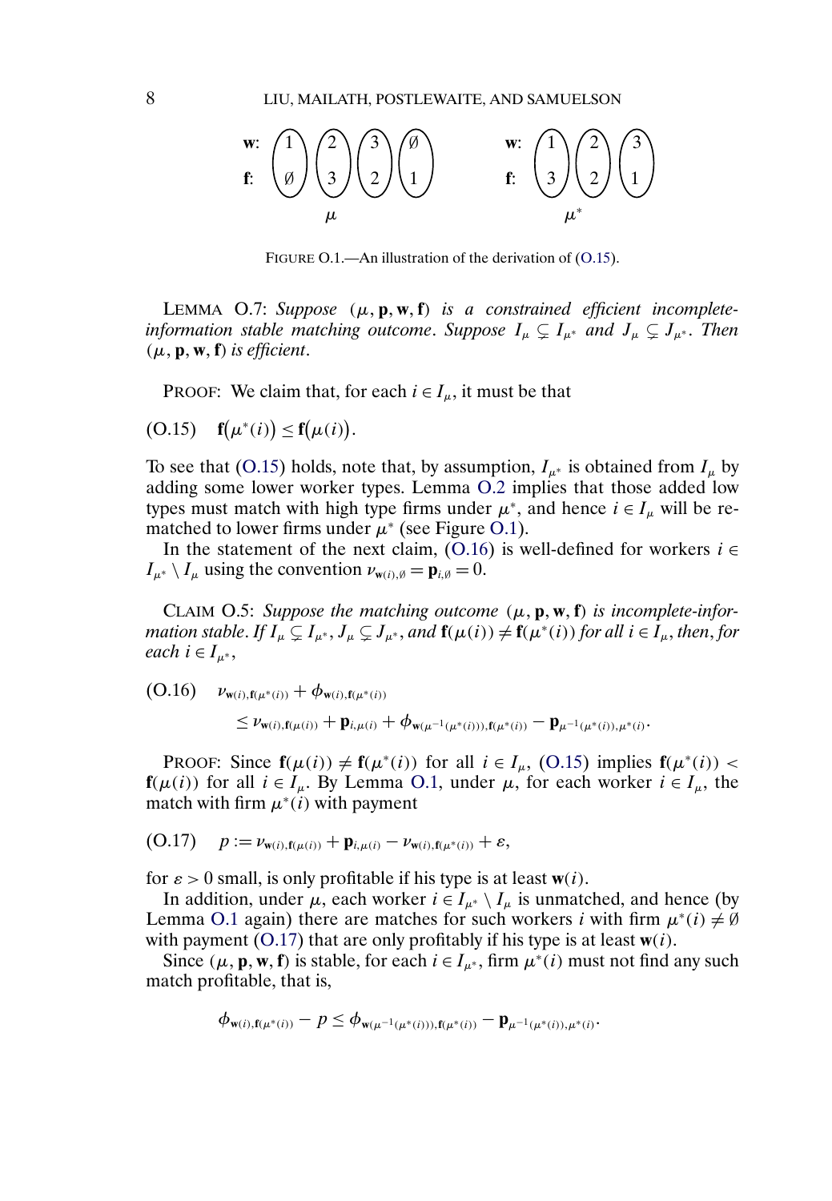w: (1, ∅) (2, 3) (3, 2) (∅, 1)    w: (1, 3) (2, 2) (3, 1)

f: $\mu$ $\mu^*$

FIGURE O.1.—An illustration of the derivation of (O.15).

LEMMA O.7: *Suppose* $(\mu, \mathbf{p}, \mathbf{w}, \mathbf{f})$ *is a constrained efficient incomplete-information stable matching outcome*. *Suppose* $I_\mu \subsetneq I_{\mu^*}$ *and* $J_\mu \subsetneq J_{\mu^*}$. *Then* $(\mu, \mathbf{p}, \mathbf{w}, \mathbf{f})$ *is efficient*.

PROOF: We claim that, for each $i \in I_\mu$, it must be that

$$\mathbf{f}(\mu^*(i)) \leq \mathbf{f}(\mu(i)). \tag{O.15}$$

To see that (O.15) holds, note that, by assumption, $I_{\mu^*}$ is obtained from $I_\mu$ by adding some lower worker types. Lemma O.2 implies that those added low types must match with high type firms under $\mu^*$, and hence $i \in I_\mu$ will be rematched to lower firms under $\mu^*$ (see Figure O.1).

In the statement of the next claim, (O.16) is well-defined for workers $i \in I_{\mu^*} \setminus I_\mu$ using the convention $\nu_{\mathbf{w}(i),\emptyset} = \mathbf{p}_{i,\emptyset} = 0$.

CLAIM O.5: *Suppose the matching outcome* $(\mu, \mathbf{p}, \mathbf{w}, \mathbf{f})$ *is incomplete-information stable*. *If* $I_\mu \subsetneq I_{\mu^*}$, $J_\mu \subsetneq J_{\mu^*}$, *and* $\mathbf{f}(\mu(i)) \neq \mathbf{f}(\mu^*(i))$ *for all* $i \in I_\mu$, *then*, *for each* $i \in I_{\mu^*}$,

$$\begin{aligned} &\nu_{\mathbf{w}(i),\mathbf{f}(\mu^*(i))} + \phi_{\mathbf{w}(i),\mathbf{f}(\mu^*(i))} \\ &\quad \leq \nu_{\mathbf{w}(i),\mathbf{f}(\mu(i))} + \mathbf{p}_{i,\mu(i)} + \phi_{\mathbf{w}(\mu^{-1}(\mu^*(i))),\mathbf{f}(\mu^*(i))} - \mathbf{p}_{\mu^{-1}(\mu^*(i)),\mu^*(i)}. \end{aligned} \tag{O.16}$$

PROOF: Since $\mathbf{f}(\mu(i)) \neq \mathbf{f}(\mu^*(i))$ for all $i \in I_\mu$, (O.15) implies $\mathbf{f}(\mu^*(i)) < \mathbf{f}(\mu(i))$ for all $i \in I_\mu$. By Lemma O.1, under $\mu$, for each worker $i \in I_\mu$, the match with firm $\mu^*(i)$ with payment

$$p := \nu_{\mathbf{w}(i),\mathbf{f}(\mu(i))} + \mathbf{p}_{i,\mu(i)} - \nu_{\mathbf{w}(i),\mathbf{f}(\mu^*(i))} + \varepsilon, \tag{O.17}$$

for $\varepsilon > 0$ small, is only profitable if his type is at least $\mathbf{w}(i)$.

In addition, under $\mu$, each worker $i \in I_{\mu^*} \setminus I_\mu$ is unmatched, and hence (by Lemma O.1 again) there are matches for such workers $i$ with firm $\mu^*(i) \neq \emptyset$ with payment (O.17) that are only profitably if his type is at least $\mathbf{w}(i)$.

Since $(\mu, \mathbf{p}, \mathbf{w}, \mathbf{f})$ is stable, for each $i \in I_{\mu^*}$, firm $\mu^*(i)$ must not find any such match profitable, that is,

$$\phi_{\mathbf{w}(i),\mathbf{f}(\mu^*(i))} - p \leq \phi_{\mathbf{w}(\mu^{-1}(\mu^*(i))),\mathbf{f}(\mu^*(i))} - \mathbf{p}_{\mu^{-1}(\mu^*(i)),\mu^*(i)}.$$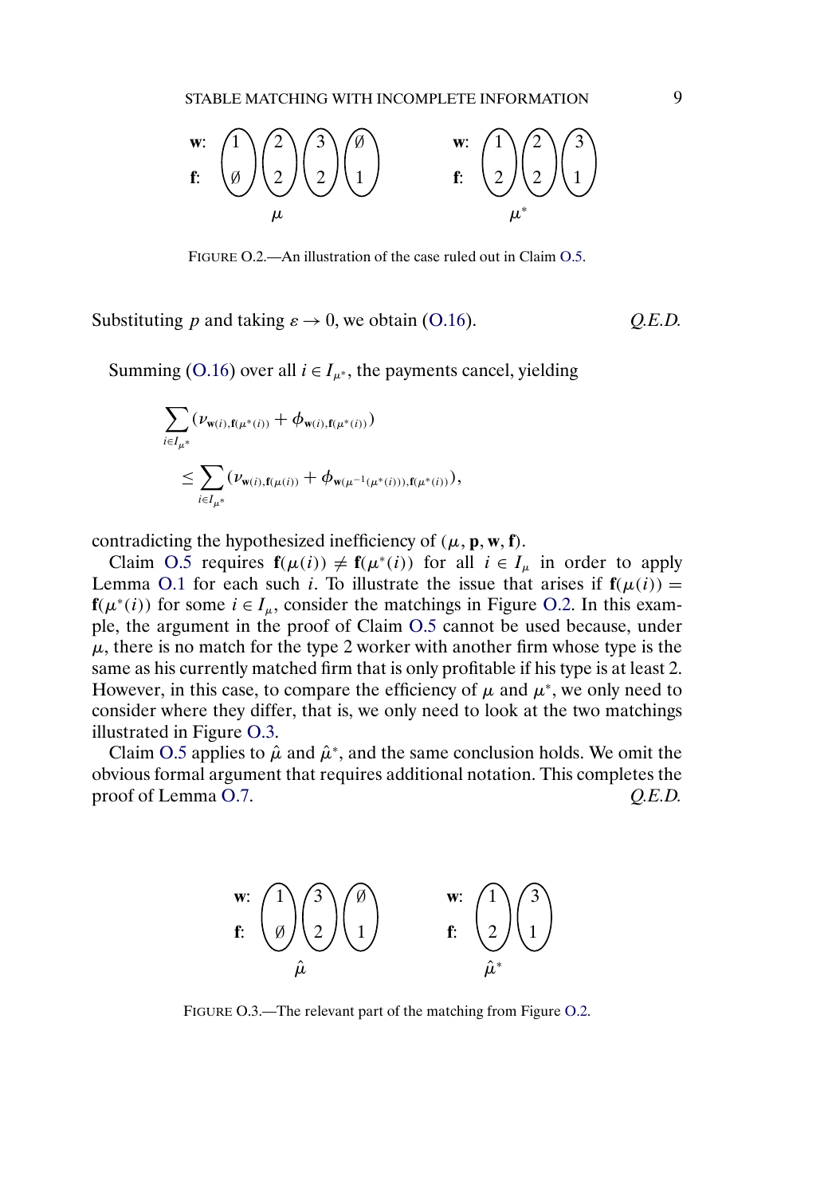| | | | | | | | | | | |
|---|---|---|---|---|---|---|---|---|---|---|
| **w**: | 1 | 2 | 3 | ∅ | | **w**: | 1 | 2 | 3 | |
| **f**: | ∅ | 2 | 2 | 1 | | **f**: | 2 | 2 | 1 | |
| | | $\mu$ | | | | | | $\mu^*$ | | |

FIGURE O.2.—An illustration of the case ruled out in Claim O.5.

Substituting $p$ and taking $\varepsilon \to 0$, we obtain (O.16). *Q.E.D.*

Summing (O.16) over all $i \in I_{\mu^*}$, the payments cancel, yielding

$$\sum_{i \in I_{\mu^*}} (\nu_{\mathbf{w}(i),\mathbf{f}(\mu^*(i))} + \phi_{\mathbf{w}(i),\mathbf{f}(\mu^*(i))})$$
$$\leq \sum_{i \in I_{\mu^*}} (\nu_{\mathbf{w}(i),\mathbf{f}(\mu(i))} + \phi_{\mathbf{w}(\mu^{-1}(\mu^*(i))),\mathbf{f}(\mu^*(i))}),$$

contradicting the hypothesized inefficiency of $(\mu, \mathbf{p}, \mathbf{w}, \mathbf{f})$.

Claim O.5 requires $\mathbf{f}(\mu(i)) \neq \mathbf{f}(\mu^*(i))$ for all $i \in I_\mu$ in order to apply Lemma O.1 for each such $i$. To illustrate the issue that arises if $\mathbf{f}(\mu(i)) = \mathbf{f}(\mu^*(i))$ for some $i \in I_\mu$, consider the matchings in Figure O.2. In this example, the argument in the proof of Claim O.5 cannot be used because, under $\mu$, there is no match for the type 2 worker with another firm whose type is the same as his currently matched firm that is only profitable if his type is at least 2. However, in this case, to compare the efficiency of $\mu$ and $\mu^*$, we only need to consider where they differ, that is, we only need to look at the two matchings illustrated in Figure O.3.

Claim O.5 applies to $\hat{\mu}$ and $\hat{\mu}^*$, and the same conclusion holds. We omit the obvious formal argument that requires additional notation. This completes the proof of Lemma O.7. *Q.E.D.*

| | | | | | | | |
|---|---|---|---|---|---|---|---|
| **w**: | 1 | 3 | ∅ | | **w**: | 1 | 3 |
| **f**: | ∅ | 2 | 1 | | **f**: | 2 | 1 |
| | | $\hat{\mu}$ | | | | $\hat{\mu}^*$ | |

FIGURE O.3.—The relevant part of the matching from Figure O.2.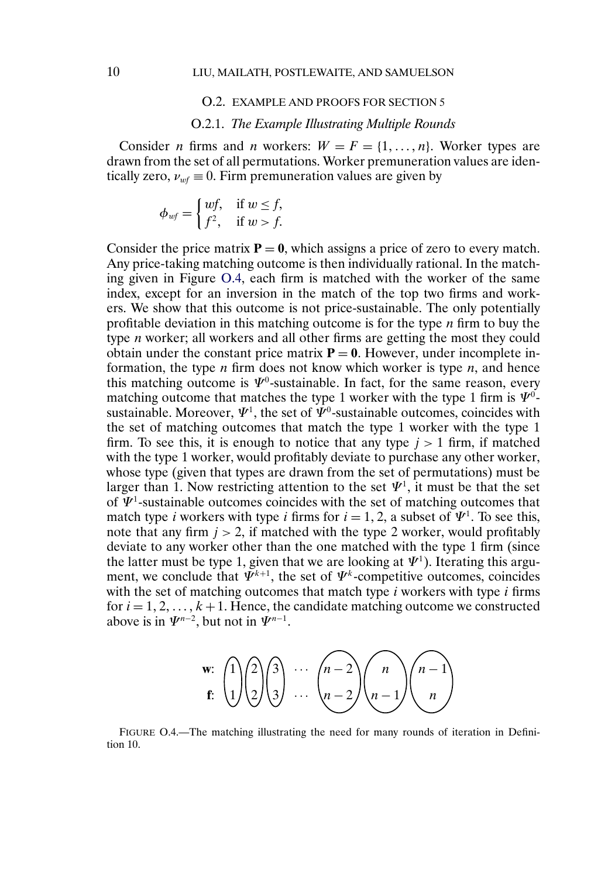## O.2. EXAMPLE AND PROOFS FOR SECTION 5

### O.2.1. *The Example Illustrating Multiple Rounds*

Consider $n$ firms and $n$ workers: $W = F = \{1, \dots, n\}$. Worker types are drawn from the set of all permutations. Worker premuneration values are identically zero, $\nu_{wf} \equiv 0$. Firm premuneration values are given by

$$\phi_{wf} = \begin{cases} wf, & \text{if } w \leq f, \\ f^2, & \text{if } w > f. \end{cases}$$

Consider the price matrix $\mathbf{P} = \mathbf{0}$, which assigns a price of zero to every match. Any price-taking matching outcome is then individually rational. In the matching given in Figure O.4, each firm is matched with the worker of the same index, except for an inversion in the match of the top two firms and workers. We show that this outcome is not price-sustainable. The only potentially profitable deviation in this matching outcome is for the type $n$ firm to buy the type $n$ worker; all workers and all other firms are getting the most they could obtain under the constant price matrix $\mathbf{P} = \mathbf{0}$. However, under incomplete information, the type $n$ firm does not know which worker is type $n$, and hence this matching outcome is $\Psi^0$-sustainable. In fact, for the same reason, every matching outcome that matches the type 1 worker with the type 1 firm is $\Psi^0$-sustainable. Moreover, $\Psi^1$, the set of $\Psi^0$-sustainable outcomes, coincides with the set of matching outcomes that match the type 1 worker with the type 1 firm. To see this, it is enough to notice that any type $j > 1$ firm, if matched with the type 1 worker, would profitably deviate to purchase any other worker, whose type (given that types are drawn from the set of permutations) must be larger than 1. Now restricting attention to the set $\Psi^1$, it must be that the set of $\Psi^1$-sustainable outcomes coincides with the set of matching outcomes that match type $i$ workers with type $i$ firms for $i = 1, 2$, a subset of $\Psi^1$. To see this, note that any firm $j > 2$, if matched with the type 2 worker, would profitably deviate to any worker other than the one matched with the type 1 firm (since the latter must be type 1, given that we are looking at $\Psi^1$). Iterating this argument, we conclude that $\Psi^{k+1}$, the set of $\Psi^k$-competitive outcomes, coincides with the set of matching outcomes that match type $i$ workers with type $i$ firms for $i = 1, 2, \dots, k+1$. Hence, the candidate matching outcome we constructed above is in $\Psi^{n-2}$, but not in $\Psi^{n-1}$.

$$\begin{array}{ll} \mathbf{w}: & \begin{pmatrix}1\\1\end{pmatrix}\begin{pmatrix}2\\2\end{pmatrix}\begin{pmatrix}3\\3\end{pmatrix} \cdots \begin{pmatrix}n-2\\n-2\end{pmatrix}\begin{pmatrix}n\\n-1\end{pmatrix}\begin{pmatrix}n-1\\n\end{pmatrix} \\ \mathbf{f}: & \end{array}$$

FIGURE O.4.—The matching illustrating the need for many rounds of iteration in Definition 10.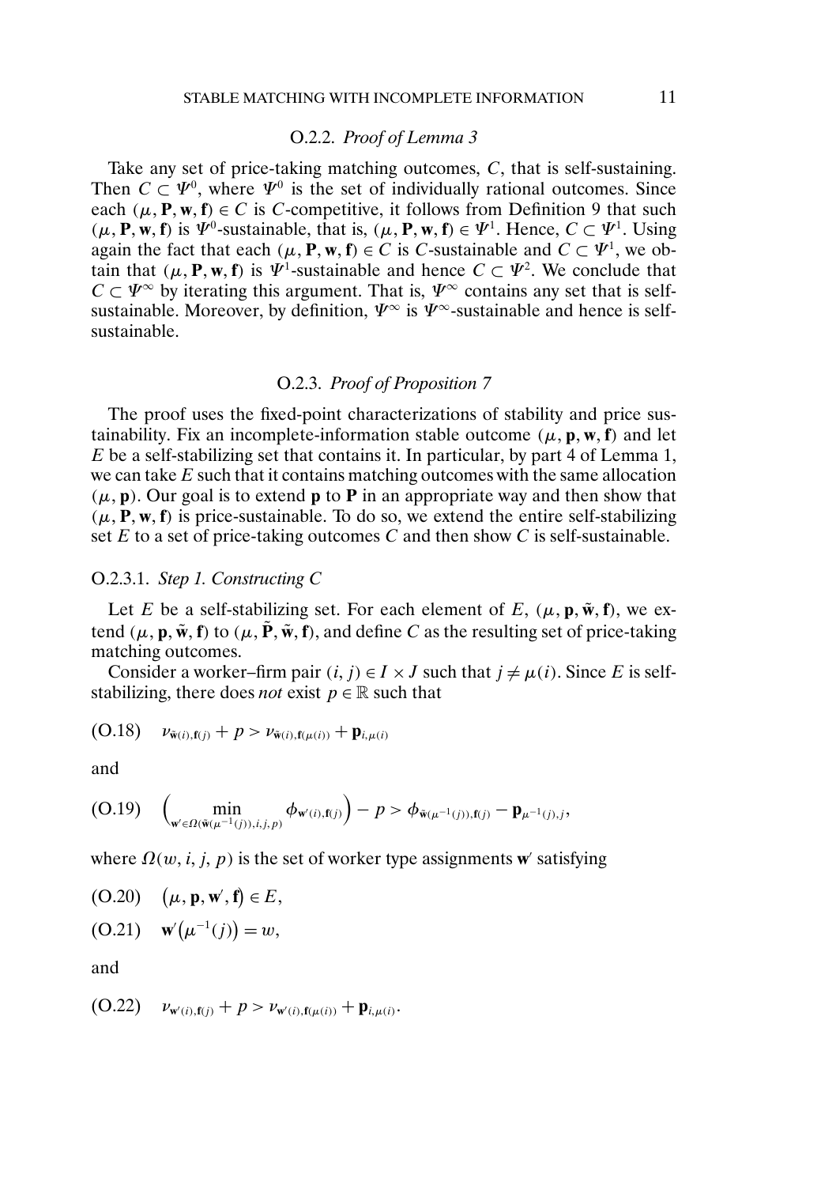### O.2.2. *Proof of Lemma 3*

Take any set of price-taking matching outcomes, $C$, that is self-sustaining. Then $C \subset \Psi^0$, where $\Psi^0$ is the set of individually rational outcomes. Since each $(\mu, \mathbf{P}, \mathbf{w}, \mathbf{f}) \in C$ is $C$-competitive, it follows from Definition 9 that such $(\mu, \mathbf{P}, \mathbf{w}, \mathbf{f})$ is $\Psi^0$-sustainable, that is, $(\mu, \mathbf{P}, \mathbf{w}, \mathbf{f}) \in \Psi^1$. Hence, $C \subset \Psi^1$. Using again the fact that each $(\mu, \mathbf{P}, \mathbf{w}, \mathbf{f}) \in C$ is $C$-sustainable and $C \subset \Psi^1$, we obtain that $(\mu, \mathbf{P}, \mathbf{w}, \mathbf{f})$ is $\Psi^1$-sustainable and hence $C \subset \Psi^2$. We conclude that $C \subset \Psi^\infty$ by iterating this argument. That is, $\Psi^\infty$ contains any set that is self-sustainable. Moreover, by definition, $\Psi^\infty$ is $\Psi^\infty$-sustainable and hence is self-sustainable.

### O.2.3. *Proof of Proposition 7*

The proof uses the fixed-point characterizations of stability and price sustainability. Fix an incomplete-information stable outcome $(\mu, \mathbf{p}, \mathbf{w}, \mathbf{f})$ and let $E$ be a self-stabilizing set that contains it. In particular, by part 4 of Lemma 1, we can take $E$ such that it contains matching outcomes with the same allocation $(\mu, \mathbf{p})$. Our goal is to extend $\mathbf{p}$ to $\mathbf{P}$ in an appropriate way and then show that $(\mu, \mathbf{P}, \mathbf{w}, \mathbf{f})$ is price-sustainable. To do so, we extend the entire self-stabilizing set $E$ to a set of price-taking outcomes $C$ and then show $C$ is self-sustainable.

#### O.2.3.1. *Step 1. Constructing C*

Let $E$ be a self-stabilizing set. For each element of $E$, $(\mu, \mathbf{p}, \tilde{\mathbf{w}}, \mathbf{f})$, we extend $(\mu, \mathbf{p}, \tilde{\mathbf{w}}, \mathbf{f})$ to $(\mu, \tilde{\mathbf{P}}, \tilde{\mathbf{w}}, \mathbf{f})$, and define $C$ as the resulting set of price-taking matching outcomes.

Consider a worker–firm pair $(i, j) \in I \times J$ such that $j \neq \mu(i)$. Since $E$ is self-stabilizing, there does *not* exist $p \in \mathbb{R}$ such that

$$\text{(O.18)} \quad \nu_{\tilde{\mathbf{w}}(i),\mathbf{f}(j)} + p > \nu_{\tilde{\mathbf{w}}(i),\mathbf{f}(\mu(i))} + \mathbf{p}_{i,\mu(i)}$$

and

$$\text{(O.19)} \quad \Big(\min_{\mathbf{w}' \in \Omega(\tilde{\mathbf{w}}(\mu^{-1}(j)),i,j,p)} \phi_{\mathbf{w}'(i),\mathbf{f}(j)}\Big) - p > \phi_{\tilde{\mathbf{w}}(\mu^{-1}(j)),\mathbf{f}(j)} - \mathbf{p}_{\mu^{-1}(j),j},$$

where $\Omega(w, i, j, p)$ is the set of worker type assignments $\mathbf{w}'$ satisfying

$$\text{(O.20)} \quad (\mu, \mathbf{p}, \mathbf{w}', \mathbf{f}) \in E,$$

$$\text{(O.21)} \quad \mathbf{w}'(\mu^{-1}(j)) = w,$$

and

$$\text{(O.22)} \quad \nu_{\mathbf{w}'(i),\mathbf{f}(j)} + p > \nu_{\mathbf{w}'(i),\mathbf{f}(\mu(i))} + \mathbf{p}_{i,\mu(i)}.$$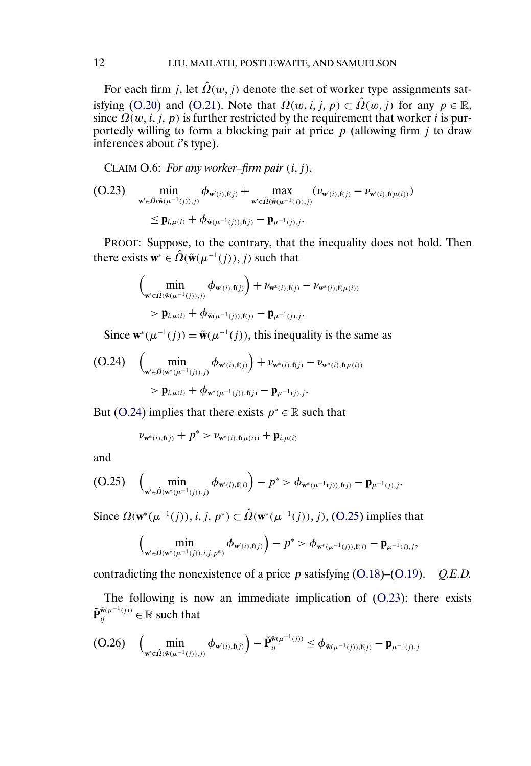For each firm $j$, let $\hat{\Omega}(w, j)$ denote the set of worker type assignments satisfying (O.20) and (O.21). Note that $\Omega(w, i, j, p) \subset \hat{\Omega}(w, j)$ for any $p \in \mathbb{R}$, since $\Omega(w, i, j, p)$ is further restricted by the requirement that worker $i$ is purportedly willing to form a blocking pair at price $p$ (allowing firm $j$ to draw inferences about $i$'s type).

CLAIM O.6: *For any worker–firm pair* $(i, j)$,

$$\min_{\mathbf{w}' \in \hat{\Omega}(\tilde{\mathbf{w}}(\mu^{-1}(j)), j)} \phi_{\mathbf{w}'(i), \mathbf{f}(j)} + \max_{\mathbf{w}' \in \hat{\Omega}(\tilde{\mathbf{w}}(\mu^{-1}(j)), j)} (\nu_{\mathbf{w}'(i), \mathbf{f}(j)} - \nu_{\mathbf{w}'(i), \mathbf{f}(\mu(i))}) \leq \mathbf{p}_{i, \mu(i)} + \phi_{\tilde{\mathbf{w}}(\mu^{-1}(j)), \mathbf{f}(j)} - \mathbf{p}_{\mu^{-1}(j), j}. \tag{O.23}$$

PROOF: Suppose, to the contrary, that the inequality does not hold. Then there exists $\mathbf{w}^* \in \hat{\Omega}(\tilde{\mathbf{w}}(\mu^{-1}(j)), j)$ such that

$$\Big( \min_{\mathbf{w}' \in \hat{\Omega}(\tilde{\mathbf{w}}(\mu^{-1}(j)), j)} \phi_{\mathbf{w}'(i), \mathbf{f}(j)} \Big) + \nu_{\mathbf{w}^*(i), \mathbf{f}(j)} - \nu_{\mathbf{w}^*(i), \mathbf{f}(\mu(i))} > \mathbf{p}_{i, \mu(i)} + \phi_{\tilde{\mathbf{w}}(\mu^{-1}(j)), \mathbf{f}(j)} - \mathbf{p}_{\mu^{-1}(j), j}.$$

Since $\mathbf{w}^*(\mu^{-1}(j)) = \tilde{\mathbf{w}}(\mu^{-1}(j))$, this inequality is the same as

$$\Big( \min_{\mathbf{w}' \in \hat{\Omega}(\mathbf{w}^*(\mu^{-1}(j)), j)} \phi_{\mathbf{w}'(i), \mathbf{f}(j)} \Big) + \nu_{\mathbf{w}^*(i), \mathbf{f}(j)} - \nu_{\mathbf{w}^*(i), \mathbf{f}(\mu(i))} > \mathbf{p}_{i, \mu(i)} + \phi_{\mathbf{w}^*(\mu^{-1}(j)), \mathbf{f}(j)} - \mathbf{p}_{\mu^{-1}(j), j}. \tag{O.24}$$

But (O.24) implies that there exists $p^* \in \mathbb{R}$ such that

$$\nu_{\mathbf{w}^*(i), \mathbf{f}(j)} + p^* > \nu_{\mathbf{w}^*(i), \mathbf{f}(\mu(i))} + \mathbf{p}_{i, \mu(i)}$$

and

$$\Big( \min_{\mathbf{w}' \in \hat{\Omega}(\mathbf{w}^*(\mu^{-1}(j)), j)} \phi_{\mathbf{w}'(i), \mathbf{f}(j)} \Big) - p^* > \phi_{\mathbf{w}^*(\mu^{-1}(j)), \mathbf{f}(j)} - \mathbf{p}_{\mu^{-1}(j), j}. \tag{O.25}$$

Since $\Omega(\mathbf{w}^*(\mu^{-1}(j)), i, j, p^*) \subset \hat{\Omega}(\mathbf{w}^*(\mu^{-1}(j)), j)$, (O.25) implies that

$$\Big( \min_{\mathbf{w}' \in \Omega(\mathbf{w}^*(\mu^{-1}(j)), i, j, p^*)} \phi_{\mathbf{w}'(i), \mathbf{f}(j)} \Big) - p^* > \phi_{\mathbf{w}^*(\mu^{-1}(j)), \mathbf{f}(j)} - \mathbf{p}_{\mu^{-1}(j), j},$$

contradicting the nonexistence of a price $p$ satisfying (O.18)–(O.19). *Q.E.D.*

The following is now an immediate implication of (O.23): there exists $\tilde{\mathbf{P}}_{ij}^{\tilde{\mathbf{w}}(\mu^{-1}(j))} \in \mathbb{R}$ such that

$$\Big( \min_{\mathbf{w}' \in \hat{\Omega}(\tilde{\mathbf{w}}(\mu^{-1}(j)), j)} \phi_{\mathbf{w}'(i), \mathbf{f}(j)} \Big) - \tilde{\mathbf{P}}_{ij}^{\tilde{\mathbf{w}}(\mu^{-1}(j))} \leq \phi_{\tilde{\mathbf{w}}(\mu^{-1}(j)), \mathbf{f}(j)} - \mathbf{p}_{\mu^{-1}(j), j} \tag{O.26}$$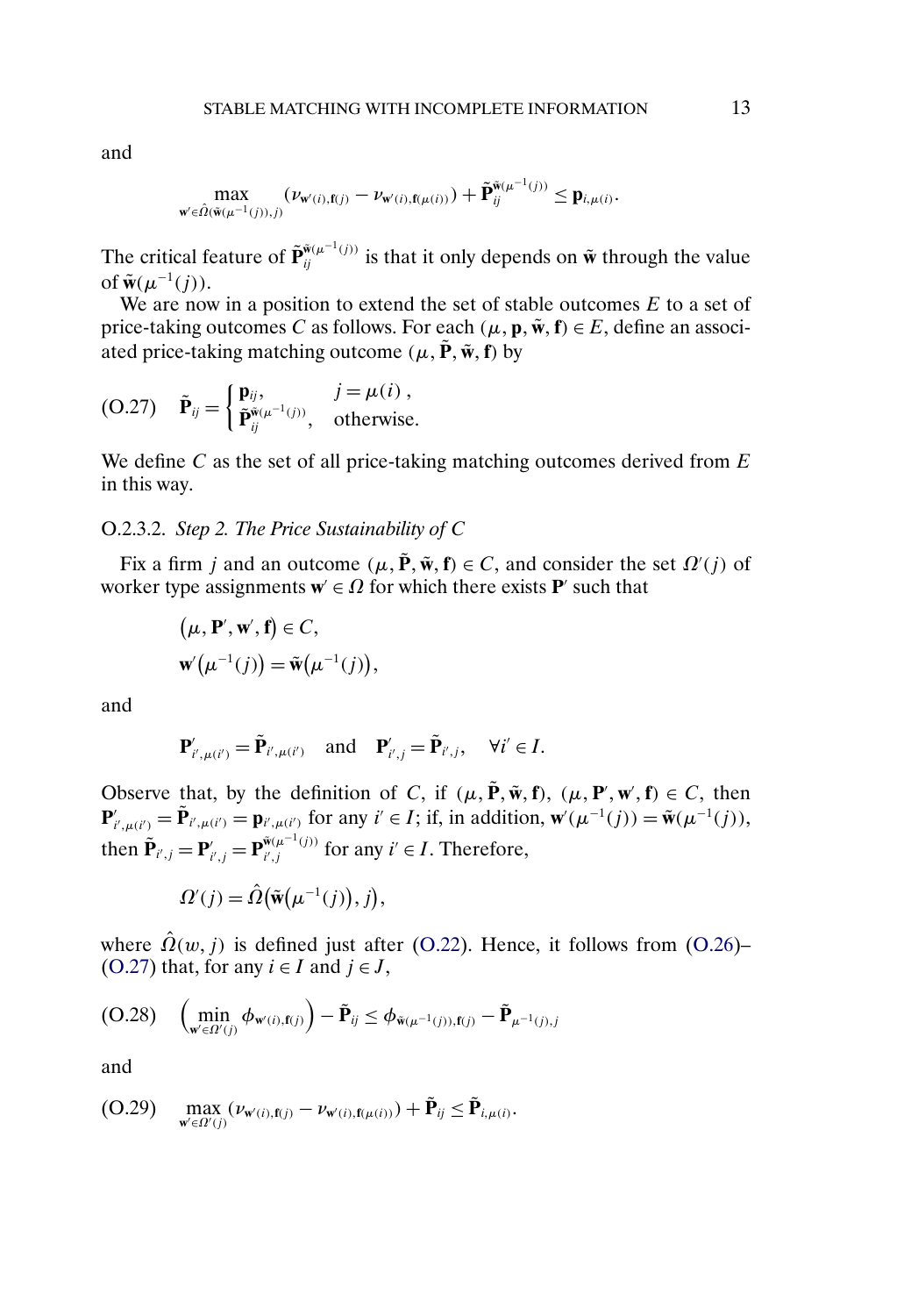and

$$\max_{\mathbf{w}' \in \hat{\Omega}(\tilde{\mathbf{w}}(\mu^{-1}(j)), j)} (\nu_{\mathbf{w}'(i), \mathbf{f}(j)} - \nu_{\mathbf{w}'(i), \mathbf{f}(\mu(i))}) + \tilde{\mathbf{P}}_{ij}^{\tilde{\mathbf{w}}(\mu^{-1}(j))} \leq \mathbf{p}_{i,\mu(i)}.$$

The critical feature of $\tilde{\mathbf{P}}_{ij}^{\tilde{\mathbf{w}}(\mu^{-1}(j))}$ is that it only depends on $\tilde{\mathbf{w}}$ through the value of $\tilde{\mathbf{w}}(\mu^{-1}(j))$.

We are now in a position to extend the set of stable outcomes $E$ to a set of price-taking outcomes $C$ as follows. For each $(\mu, \mathbf{p}, \tilde{\mathbf{w}}, \mathbf{f}) \in E$, define an associated price-taking matching outcome $(\mu, \tilde{\mathbf{P}}, \tilde{\mathbf{w}}, \mathbf{f})$ by

$$\text{(O.27)} \quad \tilde{\mathbf{P}}_{ij} = \begin{cases} \mathbf{p}_{ij}, & j = \mu(i), \\ \tilde{\mathbf{P}}_{ij}^{\tilde{\mathbf{w}}(\mu^{-1}(j))}, & \text{otherwise.} \end{cases}$$

We define $C$ as the set of all price-taking matching outcomes derived from $E$ in this way.

O.2.3.2. *Step 2. The Price Sustainability of C*

Fix a firm $j$ and an outcome $(\mu, \tilde{\mathbf{P}}, \tilde{\mathbf{w}}, \mathbf{f}) \in C$, and consider the set $\Omega'(j)$ of worker type assignments $\mathbf{w}' \in \Omega$ for which there exists $\mathbf{P}'$ such that

$$(\mu, \mathbf{P}', \mathbf{w}', \mathbf{f}) \in C,$$
$$\mathbf{w}'(\mu^{-1}(j)) = \tilde{\mathbf{w}}(\mu^{-1}(j)),$$

and

$$\mathbf{P}'_{i',\mu(i')} = \tilde{\mathbf{P}}_{i',\mu(i')} \quad \text{and} \quad \mathbf{P}'_{i',j} = \tilde{\mathbf{P}}_{i',j}, \quad \forall i' \in I.$$

Observe that, by the definition of $C$, if $(\mu, \tilde{\mathbf{P}}, \tilde{\mathbf{w}}, \mathbf{f})$, $(\mu, \mathbf{P}', \mathbf{w}', \mathbf{f}) \in C$, then $\mathbf{P}'_{i',\mu(i')} = \tilde{\mathbf{P}}_{i',\mu(i')} = \mathbf{p}_{i',\mu(i')}$ for any $i' \in I$; if, in addition, $\mathbf{w}'(\mu^{-1}(j)) = \tilde{\mathbf{w}}(\mu^{-1}(j))$, then $\tilde{\mathbf{P}}_{i',j} = \mathbf{P}'_{i',j} = \mathbf{P}_{i',j}^{\tilde{\mathbf{w}}(\mu^{-1}(j))}$ for any $i' \in I$. Therefore,

$$\Omega'(j) = \hat{\Omega}(\tilde{\mathbf{w}}(\mu^{-1}(j)), j),$$

where $\hat{\Omega}(w, j)$ is defined just after (O.22). Hence, it follows from (O.26)–(O.27) that, for any $i \in I$ and $j \in J$,

$$\text{(O.28)} \quad \Big(\min_{\mathbf{w}' \in \Omega'(j)} \phi_{\mathbf{w}'(i), \mathbf{f}(j)}\Big) - \tilde{\mathbf{P}}_{ij} \leq \phi_{\tilde{\mathbf{w}}(\mu^{-1}(j)), \mathbf{f}(j)} - \tilde{\mathbf{P}}_{\mu^{-1}(j), j}$$

and

$$\text{(O.29)} \quad \max_{\mathbf{w}' \in \Omega'(j)} (\nu_{\mathbf{w}'(i), \mathbf{f}(j)} - \nu_{\mathbf{w}'(i), \mathbf{f}(\mu(i))}) + \tilde{\mathbf{P}}_{ij} \leq \tilde{\mathbf{P}}_{i,\mu(i)}.$$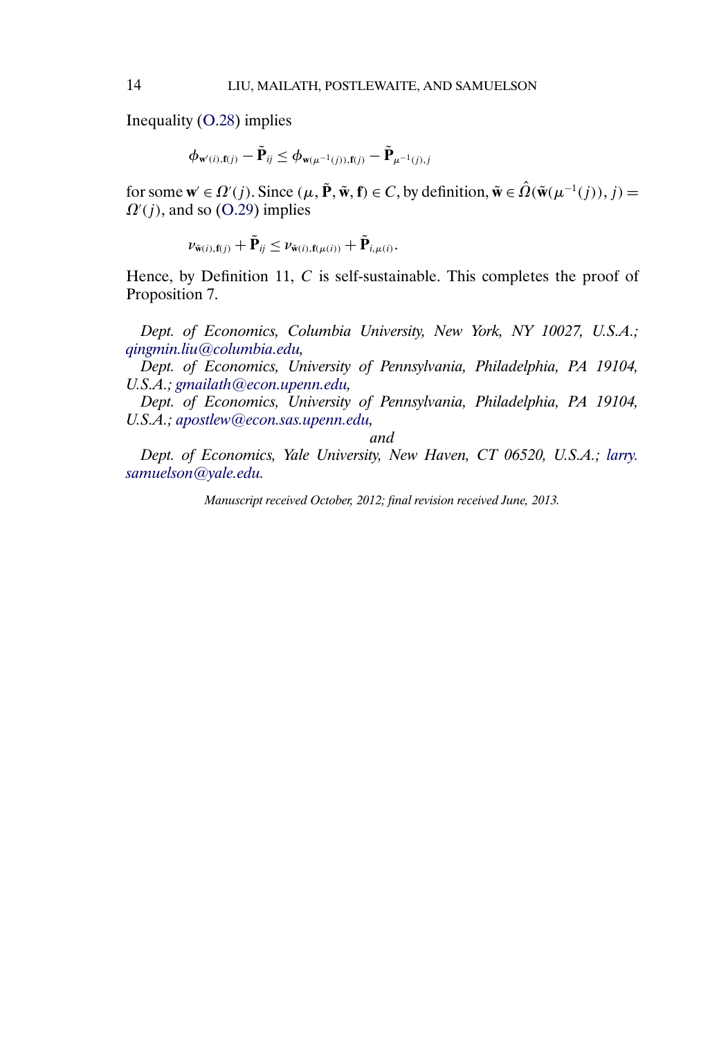Inequality (O.28) implies

$$\phi_{\mathbf{w}'(i),\mathbf{f}(j)} - \tilde{\mathbf{P}}_{ij} \leq \phi_{\mathbf{w}(\mu^{-1}(j)),\mathbf{f}(j)} - \tilde{\mathbf{P}}_{\mu^{-1}(j),j}$$

for some $\mathbf{w}' \in \Omega'(j)$. Since $(\mu, \tilde{\mathbf{P}}, \tilde{\mathbf{w}}, \mathbf{f}) \in C$, by definition, $\tilde{\mathbf{w}} \in \hat{\Omega}(\tilde{\mathbf{w}}(\mu^{-1}(j)), j) = \Omega'(j)$, and so (O.29) implies

$$\nu_{\tilde{\mathbf{w}}(i),\mathbf{f}(j)} + \tilde{\mathbf{P}}_{ij} \leq \nu_{\tilde{\mathbf{w}}(i),\mathbf{f}(\mu(i))} + \tilde{\mathbf{P}}_{i,\mu(i)}.$$

Hence, by Definition 11, $C$ is self-sustainable. This completes the proof of Proposition 7.

*Dept. of Economics, Columbia University, New York, NY 10027, U.S.A.; qingmin.liu@columbia.edu,*

*Dept. of Economics, University of Pennsylvania, Philadelphia, PA 19104, U.S.A.; gmailath@econ.upenn.edu,*

*Dept. of Economics, University of Pennsylvania, Philadelphia, PA 19104, U.S.A.; apostlew@econ.sas.upenn.edu,*

*and*

*Dept. of Economics, Yale University, New Haven, CT 06520, U.S.A.; larry.samuelson@yale.edu.*

*Manuscript received October, 2012; final revision received June, 2013.*